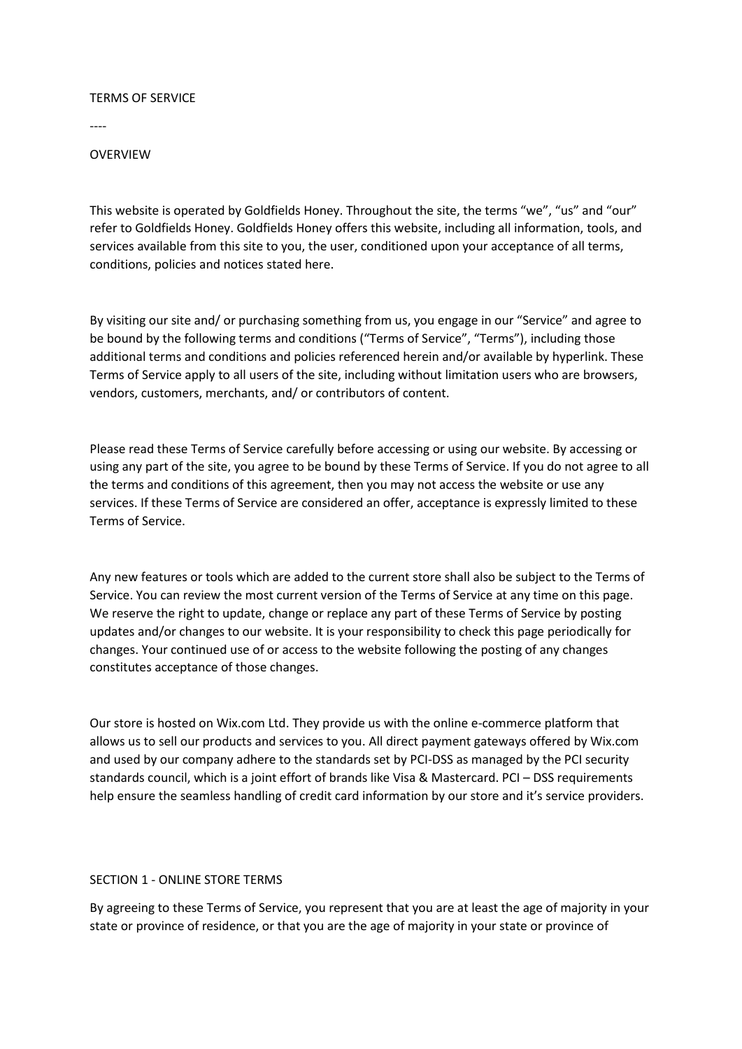# TERMS OF SERVICE

----

## OVERVIEW

This website is operated by Goldfields Honey. Throughout the site, the terms “we”, “us” and “our” refer to Goldfields Honey. Goldfields Honey offers this website, including all information, tools, and services available from this site to you, the user, conditioned upon your acceptance of all terms, conditions, policies and notices stated here.

By visiting our site and/ or purchasing something from us, you engage in our “Service” and agree to be bound by the following terms and conditions (“Terms of Service”, “Terms”), including those additional terms and conditions and policies referenced herein and/or available by hyperlink. These Terms of Service apply to all users of the site, including without limitation users who are browsers, vendors, customers, merchants, and/ or contributors of content.

Please read these Terms of Service carefully before accessing or using our website. By accessing or using any part of the site, you agree to be bound by these Terms of Service. If you do not agree to all the terms and conditions of this agreement, then you may not access the website or use any services. If these Terms of Service are considered an offer, acceptance is expressly limited to these Terms of Service.

Any new features or tools which are added to the current store shall also be subject to the Terms of Service. You can review the most current version of the Terms of Service at any time on this page. We reserve the right to update, change or replace any part of these Terms of Service by posting updates and/or changes to our website. It is your responsibility to check this page periodically for changes. Your continued use of or access to the website following the posting of any changes constitutes acceptance of those changes.

Our store is hosted on Wix.com Ltd. They provide us with the online e-commerce platform that allows us to sell our products and services to you. All direct payment gateways offered by Wix.com and used by our company adhere to the standards set by PCI-DSS as managed by the PCI security standards council, which is a joint effort of brands like Visa & Mastercard. PCI – DSS requirements help ensure the seamless handling of credit card information by our store and it’s service providers.

## SECTION 1 - ONLINE STORE TERMS

By agreeing to these Terms of Service, you represent that you are at least the age of majority in your state or province of residence, or that you are the age of majority in your state or province of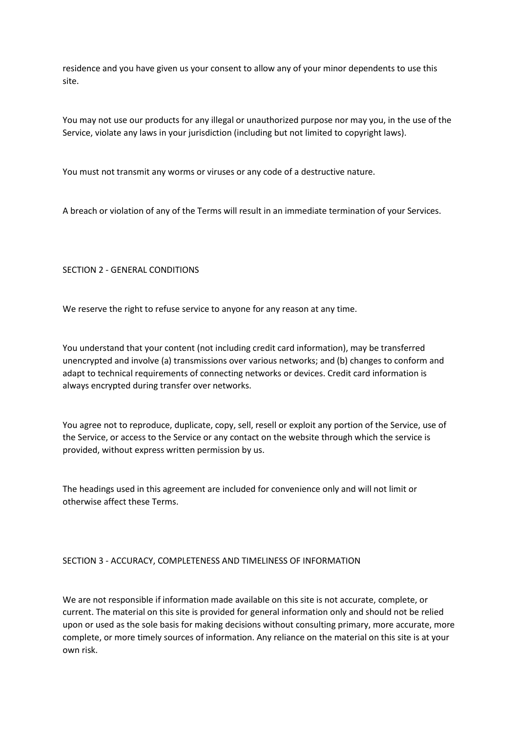residence and you have given us your consent to allow any of your minor dependents to use this site.

You may not use our products for any illegal or unauthorized purpose nor may you, in the use of the Service, violate any laws in your jurisdiction (including but not limited to copyright laws).

You must not transmit any worms or viruses or any code of a destructive nature.

A breach or violation of any of the Terms will result in an immediate termination of your Services.

## SECTION 2 - GENERAL CONDITIONS

We reserve the right to refuse service to anyone for any reason at any time.

You understand that your content (not including credit card information), may be transferred unencrypted and involve (a) transmissions over various networks; and (b) changes to conform and adapt to technical requirements of connecting networks or devices. Credit card information is always encrypted during transfer over networks.

You agree not to reproduce, duplicate, copy, sell, resell or exploit any portion of the Service, use of the Service, or access to the Service or any contact on the website through which the service is provided, without express written permission by us.

The headings used in this agreement are included for convenience only and will not limit or otherwise affect these Terms.

## SECTION 3 - ACCURACY, COMPLETENESS AND TIMELINESS OF INFORMATION

We are not responsible if information made available on this site is not accurate, complete, or current. The material on this site is provided for general information only and should not be relied upon or used as the sole basis for making decisions without consulting primary, more accurate, more complete, or more timely sources of information. Any reliance on the material on this site is at your own risk.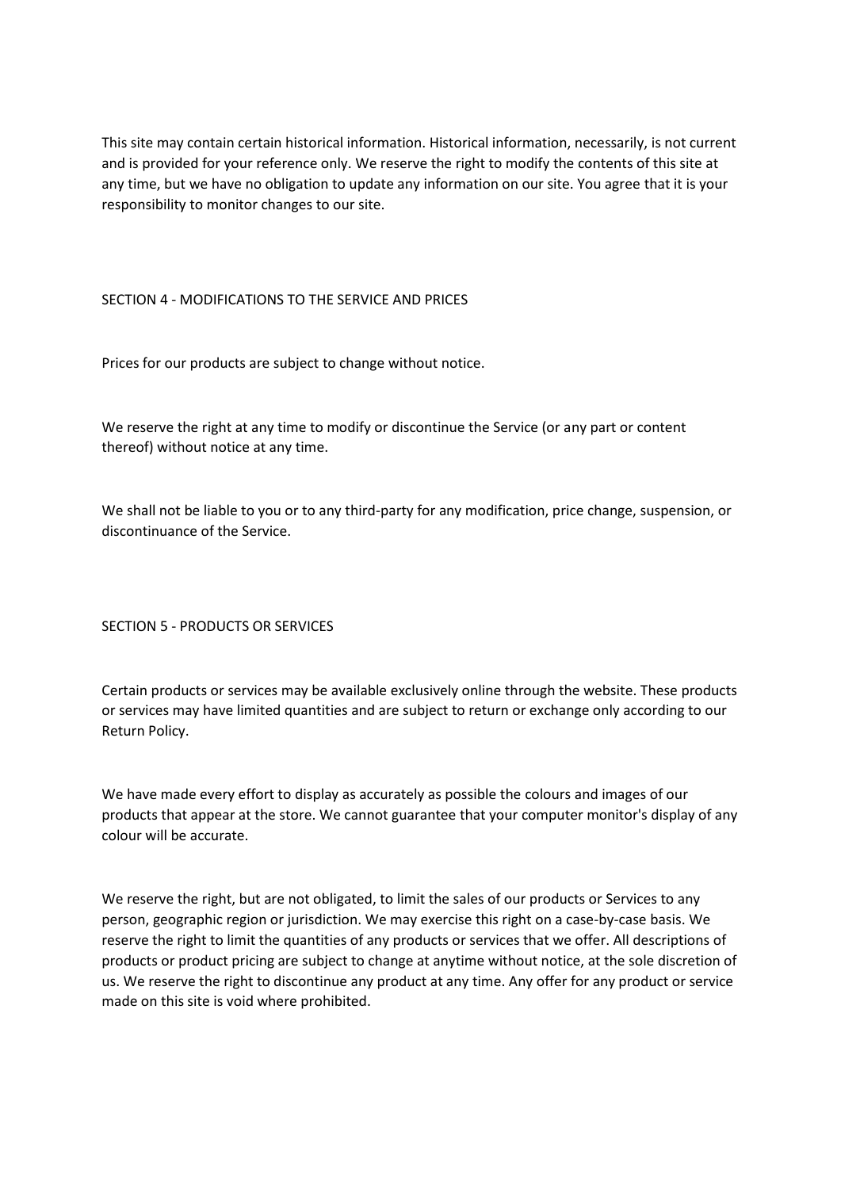This site may contain certain historical information. Historical information, necessarily, is not current and is provided for your reference only. We reserve the right to modify the contents of this site at any time, but we have no obligation to update any information on our site. You agree that it is your responsibility to monitor changes to our site.

## SECTION 4 - MODIFICATIONS TO THE SERVICE AND PRICES

Prices for our products are subject to change without notice.

We reserve the right at any time to modify or discontinue the Service (or any part or content thereof) without notice at any time.

We shall not be liable to you or to any third-party for any modification, price change, suspension, or discontinuance of the Service.

## SECTION 5 - PRODUCTS OR SERVICES

Certain products or services may be available exclusively online through the website. These products or services may have limited quantities and are subject to return or exchange only according to our Return Policy.

We have made every effort to display as accurately as possible the colours and images of our products that appear at the store. We cannot guarantee that your computer monitor's display of any colour will be accurate.

We reserve the right, but are not obligated, to limit the sales of our products or Services to any person, geographic region or jurisdiction. We may exercise this right on a case-by-case basis. We reserve the right to limit the quantities of any products or services that we offer. All descriptions of products or product pricing are subject to change at anytime without notice, at the sole discretion of us. We reserve the right to discontinue any product at any time. Any offer for any product or service made on this site is void where prohibited.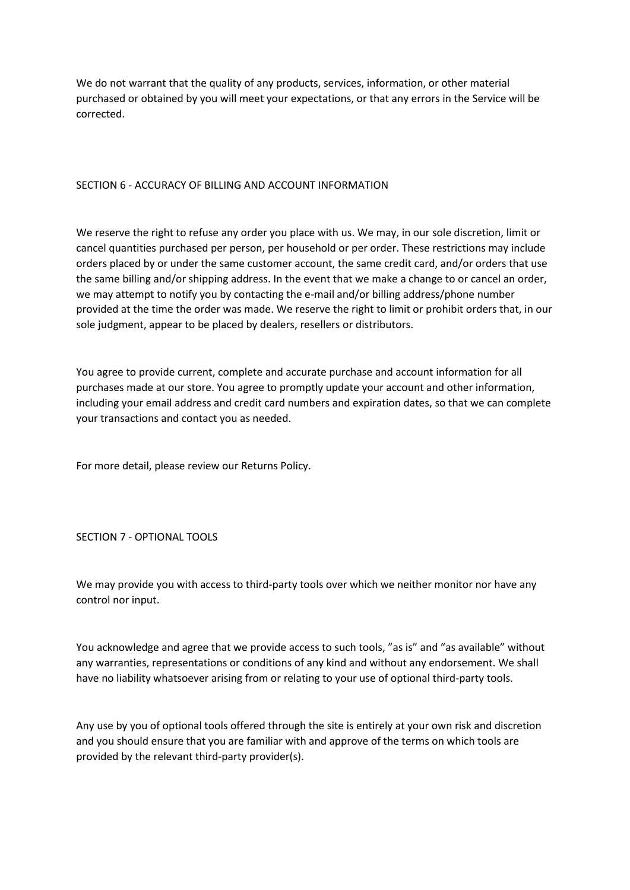We do not warrant that the quality of any products, services, information, or other material purchased or obtained by you will meet your expectations, or that any errors in the Service will be corrected.

## SECTION 6 - ACCURACY OF BILLING AND ACCOUNT INFORMATION

We reserve the right to refuse any order you place with us. We may, in our sole discretion, limit or cancel quantities purchased per person, per household or per order. These restrictions may include orders placed by or under the same customer account, the same credit card, and/or orders that use the same billing and/or shipping address. In the event that we make a change to or cancel an order, we may attempt to notify you by contacting the e-mail and/or billing address/phone number provided at the time the order was made. We reserve the right to limit or prohibit orders that, in our sole judgment, appear to be placed by dealers, resellers or distributors.

You agree to provide current, complete and accurate purchase and account information for all purchases made at our store. You agree to promptly update your account and other information, including your email address and credit card numbers and expiration dates, so that we can complete your transactions and contact you as needed.

For more detail, please review our Returns Policy.

## SECTION 7 - OPTIONAL TOOLS

We may provide you with access to third-party tools over which we neither monitor nor have any control nor input.

You acknowledge and agree that we provide access to such tools, "as is" and "as available" without any warranties, representations or conditions of any kind and without any endorsement. We shall have no liability whatsoever arising from or relating to your use of optional third-party tools.

Any use by you of optional tools offered through the site is entirely at your own risk and discretion and you should ensure that you are familiar with and approve of the terms on which tools are provided by the relevant third-party provider(s).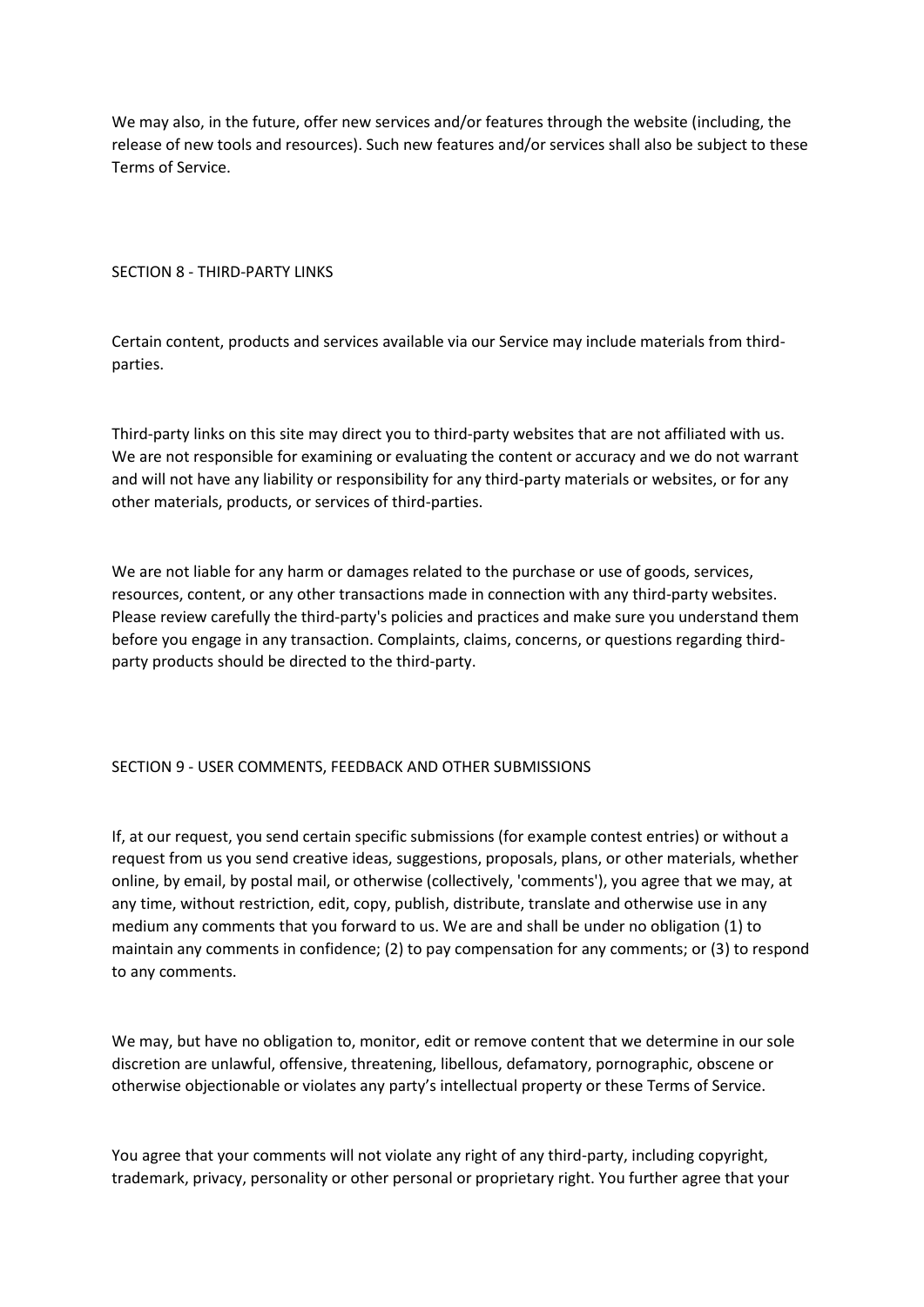We may also, in the future, offer new services and/or features through the website (including, the release of new tools and resources). Such new features and/or services shall also be subject to these Terms of Service.

## SECTION 8 - THIRD-PARTY LINKS

Certain content, products and services available via our Service may include materials from third-parties.

Third-party links on this site may direct you to third-party websites that are not affiliated with us. We are not responsible for examining or evaluating the content or accuracy and we do not warrant and will not have any liability or responsibility for any third-party materials or websites, or for any other materials, products, or services of third-parties.

We are not liable for any harm or damages related to the purchase or use of goods, services, resources, content, or any other transactions made in connection with any third-party websites. Please review carefully the third-party's policies and practices and make sure you understand them before you engage in any transaction. Complaints, claims, concerns, or questions regarding third-party products should be directed to the third-party.

## SECTION 9 - USER COMMENTS, FEEDBACK AND OTHER SUBMISSIONS

If, at our request, you send certain specific submissions (for example contest entries) or without a request from us you send creative ideas, suggestions, proposals, plans, or other materials, whether online, by email, by postal mail, or otherwise (collectively, 'comments'), you agree that we may, at any time, without restriction, edit, copy, publish, distribute, translate and otherwise use in any medium any comments that you forward to us. We are and shall be under no obligation (1) to maintain any comments in confidence; (2) to pay compensation for any comments; or (3) to respond to any comments.

We may, but have no obligation to, monitor, edit or remove content that we determine in our sole discretion are unlawful, offensive, threatening, libellous, defamatory, pornographic, obscene or otherwise objectionable or violates any party's intellectual property or these Terms of Service.

You agree that your comments will not violate any right of any third-party, including copyright, trademark, privacy, personality or other personal or proprietary right. You further agree that your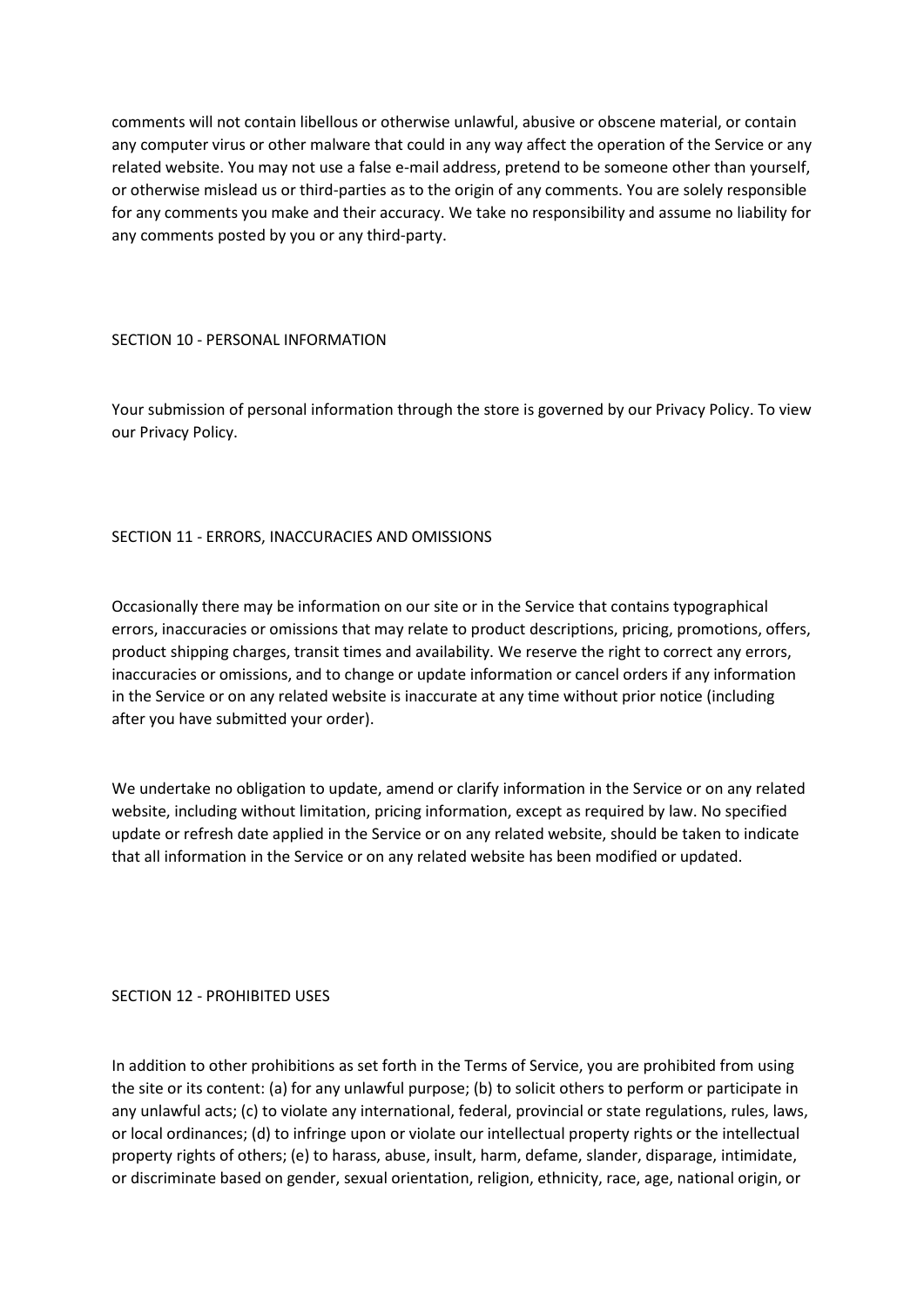comments will not contain libellous or otherwise unlawful, abusive or obscene material, or contain any computer virus or other malware that could in any way affect the operation of the Service or any related website. You may not use a false e-mail address, pretend to be someone other than yourself, or otherwise mislead us or third-parties as to the origin of any comments. You are solely responsible for any comments you make and their accuracy. We take no responsibility and assume no liability for any comments posted by you or any third-party.

## SECTION 10 - PERSONAL INFORMATION

Your submission of personal information through the store is governed by our Privacy Policy. To view our Privacy Policy.

## SECTION 11 - ERRORS, INACCURACIES AND OMISSIONS

Occasionally there may be information on our site or in the Service that contains typographical errors, inaccuracies or omissions that may relate to product descriptions, pricing, promotions, offers, product shipping charges, transit times and availability. We reserve the right to correct any errors, inaccuracies or omissions, and to change or update information or cancel orders if any information in the Service or on any related website is inaccurate at any time without prior notice (including after you have submitted your order).

We undertake no obligation to update, amend or clarify information in the Service or on any related website, including without limitation, pricing information, except as required by law. No specified update or refresh date applied in the Service or on any related website, should be taken to indicate that all information in the Service or on any related website has been modified or updated.

## SECTION 12 - PROHIBITED USES

In addition to other prohibitions as set forth in the Terms of Service, you are prohibited from using the site or its content: (a) for any unlawful purpose; (b) to solicit others to perform or participate in any unlawful acts; (c) to violate any international, federal, provincial or state regulations, rules, laws, or local ordinances; (d) to infringe upon or violate our intellectual property rights or the intellectual property rights of others; (e) to harass, abuse, insult, harm, defame, slander, disparage, intimidate, or discriminate based on gender, sexual orientation, religion, ethnicity, race, age, national origin, or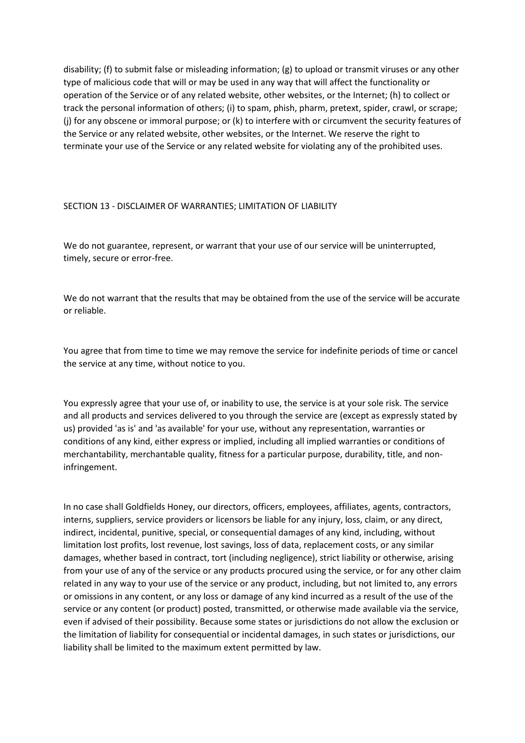disability; (f) to submit false or misleading information; (g) to upload or transmit viruses or any other type of malicious code that will or may be used in any way that will affect the functionality or operation of the Service or of any related website, other websites, or the Internet; (h) to collect or track the personal information of others; (i) to spam, phish, pharm, pretext, spider, crawl, or scrape; (j) for any obscene or immoral purpose; or (k) to interfere with or circumvent the security features of the Service or any related website, other websites, or the Internet. We reserve the right to terminate your use of the Service or any related website for violating any of the prohibited uses.

## SECTION 13 - DISCLAIMER OF WARRANTIES; LIMITATION OF LIABILITY

We do not guarantee, represent, or warrant that your use of our service will be uninterrupted, timely, secure or error-free.

We do not warrant that the results that may be obtained from the use of the service will be accurate or reliable.

You agree that from time to time we may remove the service for indefinite periods of time or cancel the service at any time, without notice to you.

You expressly agree that your use of, or inability to use, the service is at your sole risk. The service and all products and services delivered to you through the service are (except as expressly stated by us) provided 'as is' and 'as available' for your use, without any representation, warranties or conditions of any kind, either express or implied, including all implied warranties or conditions of merchantability, merchantable quality, fitness for a particular purpose, durability, title, and non-infringement.

In no case shall Goldfields Honey, our directors, officers, employees, affiliates, agents, contractors, interns, suppliers, service providers or licensors be liable for any injury, loss, claim, or any direct, indirect, incidental, punitive, special, or consequential damages of any kind, including, without limitation lost profits, lost revenue, lost savings, loss of data, replacement costs, or any similar damages, whether based in contract, tort (including negligence), strict liability or otherwise, arising from your use of any of the service or any products procured using the service, or for any other claim related in any way to your use of the service or any product, including, but not limited to, any errors or omissions in any content, or any loss or damage of any kind incurred as a result of the use of the service or any content (or product) posted, transmitted, or otherwise made available via the service, even if advised of their possibility. Because some states or jurisdictions do not allow the exclusion or the limitation of liability for consequential or incidental damages, in such states or jurisdictions, our liability shall be limited to the maximum extent permitted by law.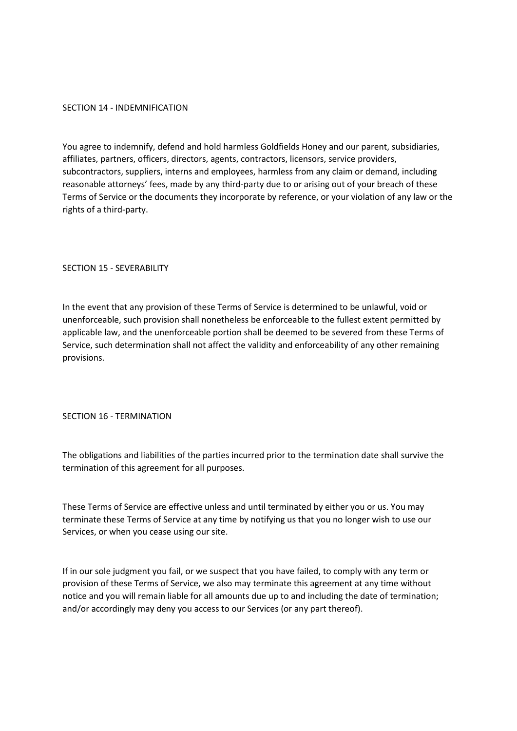## SECTION 14 - INDEMNIFICATION

You agree to indemnify, defend and hold harmless Goldfields Honey and our parent, subsidiaries, affiliates, partners, officers, directors, agents, contractors, licensors, service providers, subcontractors, suppliers, interns and employees, harmless from any claim or demand, including reasonable attorneys' fees, made by any third-party due to or arising out of your breach of these Terms of Service or the documents they incorporate by reference, or your violation of any law or the rights of a third-party.

## SECTION 15 - SEVERABILITY

In the event that any provision of these Terms of Service is determined to be unlawful, void or unenforceable, such provision shall nonetheless be enforceable to the fullest extent permitted by applicable law, and the unenforceable portion shall be deemed to be severed from these Terms of Service, such determination shall not affect the validity and enforceability of any other remaining provisions.

## SECTION 16 - TERMINATION

The obligations and liabilities of the parties incurred prior to the termination date shall survive the termination of this agreement for all purposes.

These Terms of Service are effective unless and until terminated by either you or us. You may terminate these Terms of Service at any time by notifying us that you no longer wish to use our Services, or when you cease using our site.

If in our sole judgment you fail, or we suspect that you have failed, to comply with any term or provision of these Terms of Service, we also may terminate this agreement at any time without notice and you will remain liable for all amounts due up to and including the date of termination; and/or accordingly may deny you access to our Services (or any part thereof).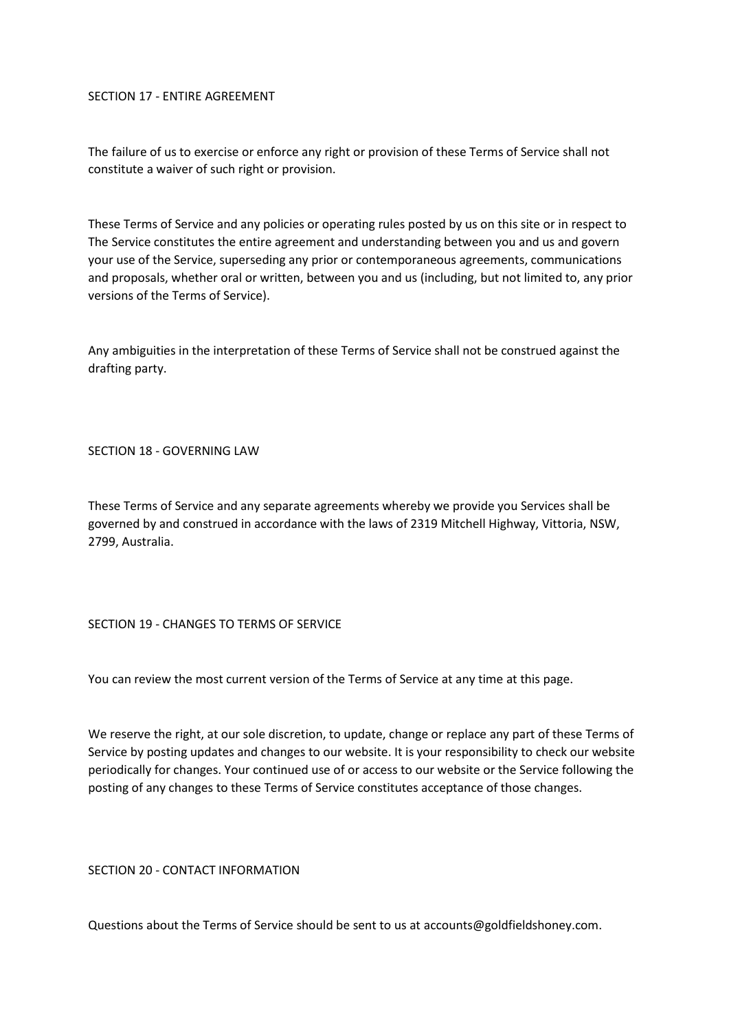## SECTION 17 - ENTIRE AGREEMENT

The failure of us to exercise or enforce any right or provision of these Terms of Service shall not constitute a waiver of such right or provision.

These Terms of Service and any policies or operating rules posted by us on this site or in respect to The Service constitutes the entire agreement and understanding between you and us and govern your use of the Service, superseding any prior or contemporaneous agreements, communications and proposals, whether oral or written, between you and us (including, but not limited to, any prior versions of the Terms of Service).

Any ambiguities in the interpretation of these Terms of Service shall not be construed against the drafting party.

## SECTION 18 - GOVERNING LAW

These Terms of Service and any separate agreements whereby we provide you Services shall be governed by and construed in accordance with the laws of 2319 Mitchell Highway, Vittoria, NSW, 2799, Australia.

## SECTION 19 - CHANGES TO TERMS OF SERVICE

You can review the most current version of the Terms of Service at any time at this page.

We reserve the right, at our sole discretion, to update, change or replace any part of these Terms of Service by posting updates and changes to our website. It is your responsibility to check our website periodically for changes. Your continued use of or access to our website or the Service following the posting of any changes to these Terms of Service constitutes acceptance of those changes.

## SECTION 20 - CONTACT INFORMATION

Questions about the Terms of Service should be sent to us at accounts@goldfieldshoney.com.